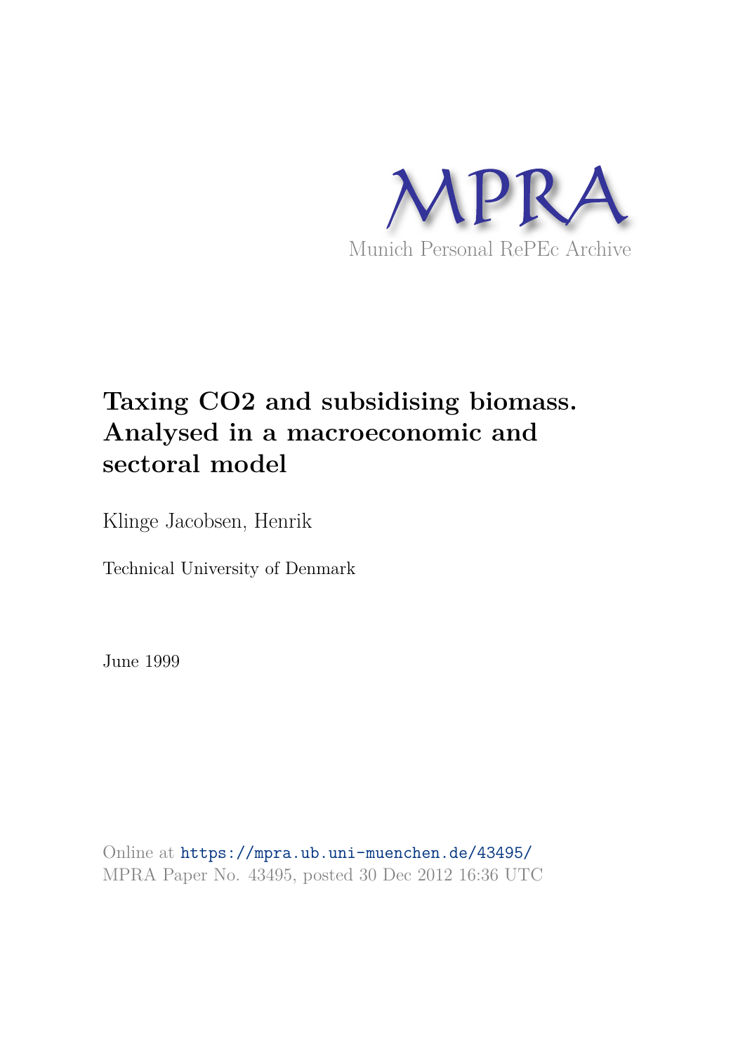MPRA

Munich Personal RePEc Archive

# Taxing CO2 and subsidising biomass. Analysed in a macroeconomic and sectoral model

Klinge Jacobsen, Henrik

Technical University of Denmark

June 1999

Online at https://mpra.ub.uni-muenchen.de/43495/
MPRA Paper No. 43495, posted 30 Dec 2012 16:36 UTC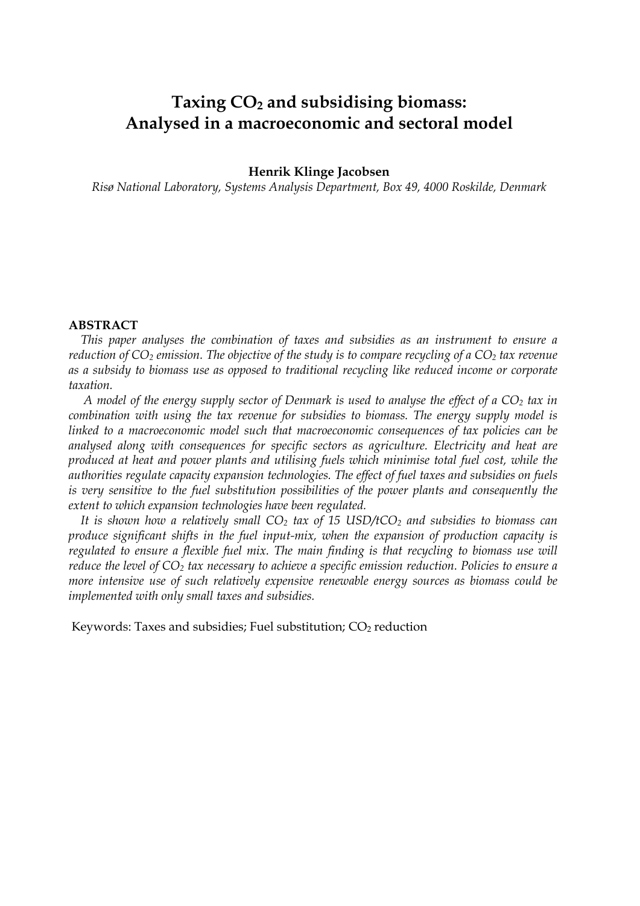# Taxing $CO_2$ and subsidising biomass: Analysed in a macroeconomic and sectoral model

**Henrik Klinge Jacobsen**

*Risø National Laboratory, Systems Analysis Department, Box 49, 4000 Roskilde, Denmark*

**ABSTRACT**

*This paper analyses the combination of taxes and subsidies as an instrument to ensure a reduction of $CO_2$ emission. The objective of the study is to compare recycling of a $CO_2$ tax revenue as a subsidy to biomass use as opposed to traditional recycling like reduced income or corporate taxation.*

*A model of the energy supply sector of Denmark is used to analyse the effect of a $CO_2$ tax in combination with using the tax revenue for subsidies to biomass. The energy supply model is linked to a macroeconomic model such that macroeconomic consequences of tax policies can be analysed along with consequences for specific sectors as agriculture. Electricity and heat are produced at heat and power plants and utilising fuels which minimise total fuel cost, while the authorities regulate capacity expansion technologies. The effect of fuel taxes and subsidies on fuels is very sensitive to the fuel substitution possibilities of the power plants and consequently the extent to which expansion technologies have been regulated.*

*It is shown how a relatively small $CO_2$ tax of 15 USD/t$CO_2$ and subsidies to biomass can produce significant shifts in the fuel input-mix, when the expansion of production capacity is regulated to ensure a flexible fuel mix. The main finding is that recycling to biomass use will reduce the level of $CO_2$ tax necessary to achieve a specific emission reduction. Policies to ensure a more intensive use of such relatively expensive renewable energy sources as biomass could be implemented with only small taxes and subsidies.*

Keywords: Taxes and subsidies; Fuel substitution; $CO_2$ reduction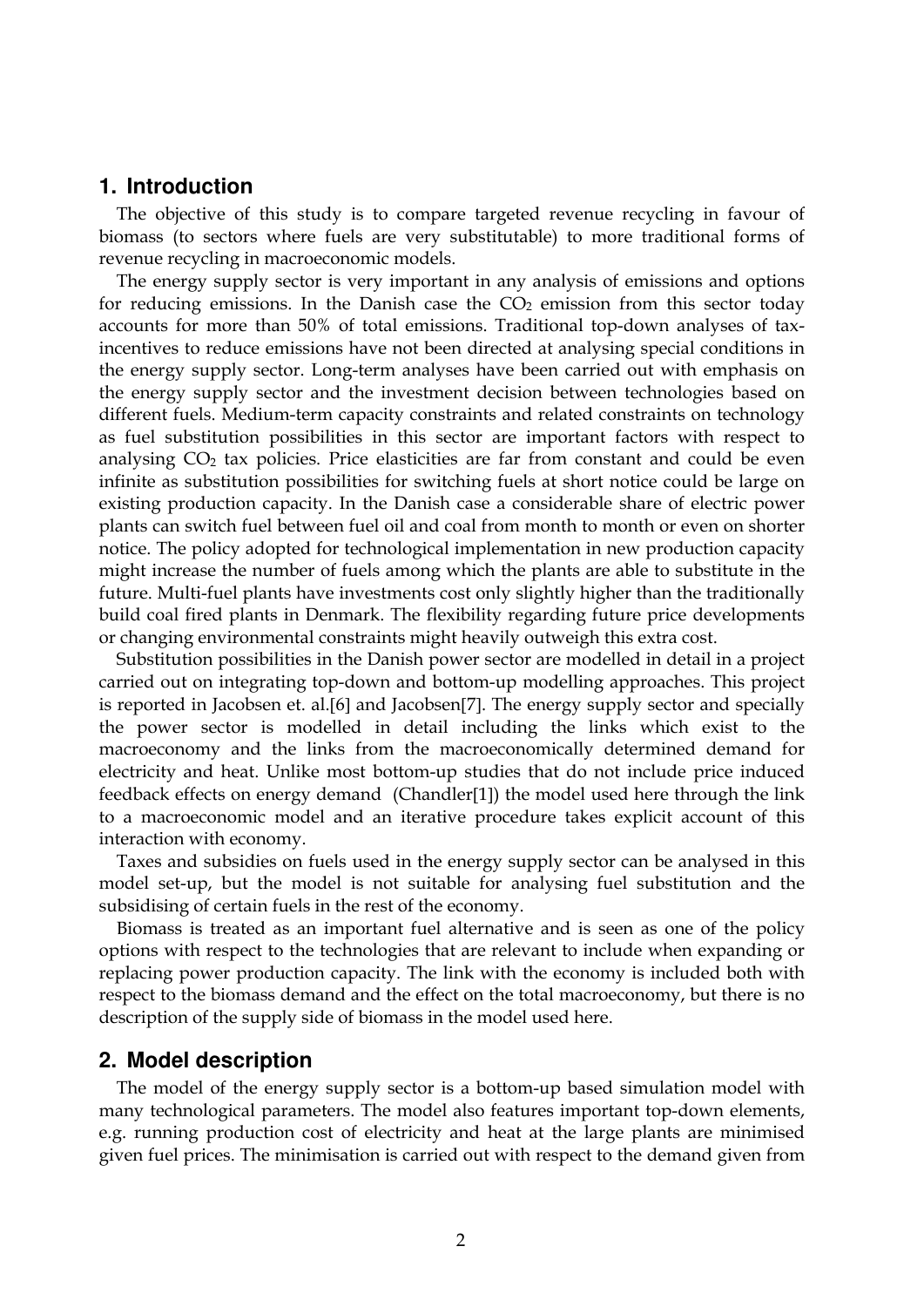## 1. Introduction

The objective of this study is to compare targeted revenue recycling in favour of biomass (to sectors where fuels are very substitutable) to more traditional forms of revenue recycling in macroeconomic models.

The energy supply sector is very important in any analysis of emissions and options for reducing emissions. In the Danish case the $CO_2$ emission from this sector today accounts for more than 50% of total emissions. Traditional top-down analyses of tax-incentives to reduce emissions have not been directed at analysing special conditions in the energy supply sector. Long-term analyses have been carried out with emphasis on the energy supply sector and the investment decision between technologies based on different fuels. Medium-term capacity constraints and related constraints on technology as fuel substitution possibilities in this sector are important factors with respect to analysing $CO_2$ tax policies. Price elasticities are far from constant and could be even infinite as substitution possibilities for switching fuels at short notice could be large on existing production capacity. In the Danish case a considerable share of electric power plants can switch fuel between fuel oil and coal from month to month or even on shorter notice. The policy adopted for technological implementation in new production capacity might increase the number of fuels among which the plants are able to substitute in the future. Multi-fuel plants have investments cost only slightly higher than the traditionally build coal fired plants in Denmark. The flexibility regarding future price developments or changing environmental constraints might heavily outweigh this extra cost.

Substitution possibilities in the Danish power sector are modelled in detail in a project carried out on integrating top-down and bottom-up modelling approaches. This project is reported in Jacobsen et. al.[6] and Jacobsen[7]. The energy supply sector and specially the power sector is modelled in detail including the links which exist to the macroeconomy and the links from the macroeconomically determined demand for electricity and heat. Unlike most bottom-up studies that do not include price induced feedback effects on energy demand (Chandler[1]) the model used here through the link to a macroeconomic model and an iterative procedure takes explicit account of this interaction with economy.

Taxes and subsidies on fuels used in the energy supply sector can be analysed in this model set-up, but the model is not suitable for analysing fuel substitution and the subsidising of certain fuels in the rest of the economy.

Biomass is treated as an important fuel alternative and is seen as one of the policy options with respect to the technologies that are relevant to include when expanding or replacing power production capacity. The link with the economy is included both with respect to the biomass demand and the effect on the total macroeconomy, but there is no description of the supply side of biomass in the model used here.

## 2. Model description

The model of the energy supply sector is a bottom-up based simulation model with many technological parameters. The model also features important top-down elements, e.g. running production cost of electricity and heat at the large plants are minimised given fuel prices. The minimisation is carried out with respect to the demand given from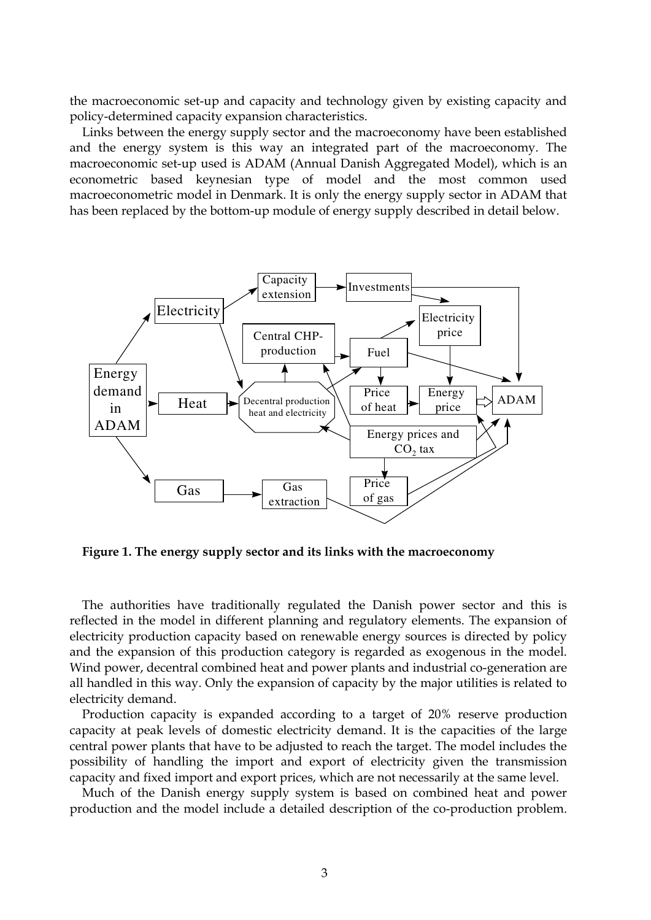the macroeconomic set-up and capacity and technology given by existing capacity and policy-determined capacity expansion characteristics.

Links between the energy supply sector and the macroeconomy have been established and the energy system is this way an integrated part of the macroeconomy. The macroeconomic set-up used is ADAM (Annual Danish Aggregated Model), which is an econometric based keynesian type of model and the most common used macroeconometric model in Denmark. It is only the energy supply sector in ADAM that has been replaced by the bottom-up module of energy supply described in detail below.

**Figure 1. The energy supply sector and its links with the macroeconomy**

The authorities have traditionally regulated the Danish power sector and this is reflected in the model in different planning and regulatory elements. The expansion of electricity production capacity based on renewable energy sources is directed by policy and the expansion of this production category is regarded as exogenous in the model. Wind power, decentral combined heat and power plants and industrial co-generation are all handled in this way. Only the expansion of capacity by the major utilities is related to electricity demand.

Production capacity is expanded according to a target of 20% reserve production capacity at peak levels of domestic electricity demand. It is the capacities of the large central power plants that have to be adjusted to reach the target. The model includes the possibility of handling the import and export of electricity given the transmission capacity and fixed import and export prices, which are not necessarily at the same level.

Much of the Danish energy supply system is based on combined heat and power production and the model include a detailed description of the co-production problem.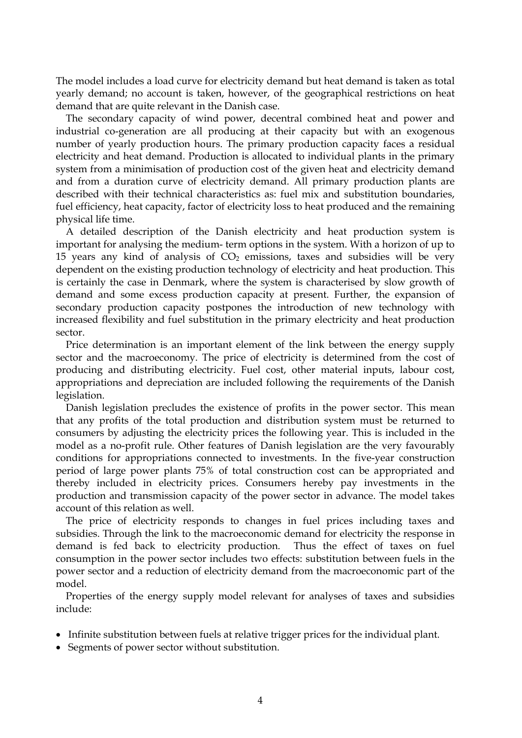The model includes a load curve for electricity demand but heat demand is taken as total yearly demand; no account is taken, however, of the geographical restrictions on heat demand that are quite relevant in the Danish case.

The secondary capacity of wind power, decentral combined heat and power and industrial co-generation are all producing at their capacity but with an exogenous number of yearly production hours. The primary production capacity faces a residual electricity and heat demand. Production is allocated to individual plants in the primary system from a minimisation of production cost of the given heat and electricity demand and from a duration curve of electricity demand. All primary production plants are described with their technical characteristics as: fuel mix and substitution boundaries, fuel efficiency, heat capacity, factor of electricity loss to heat produced and the remaining physical life time.

A detailed description of the Danish electricity and heat production system is important for analysing the medium- term options in the system. With a horizon of up to 15 years any kind of analysis of $CO_2$ emissions, taxes and subsidies will be very dependent on the existing production technology of electricity and heat production. This is certainly the case in Denmark, where the system is characterised by slow growth of demand and some excess production capacity at present. Further, the expansion of secondary production capacity postpones the introduction of new technology with increased flexibility and fuel substitution in the primary electricity and heat production sector.

Price determination is an important element of the link between the energy supply sector and the macroeconomy. The price of electricity is determined from the cost of producing and distributing electricity. Fuel cost, other material inputs, labour cost, appropriations and depreciation are included following the requirements of the Danish legislation.

Danish legislation precludes the existence of profits in the power sector. This mean that any profits of the total production and distribution system must be returned to consumers by adjusting the electricity prices the following year. This is included in the model as a no-profit rule. Other features of Danish legislation are the very favourably conditions for appropriations connected to investments. In the five-year construction period of large power plants 75% of total construction cost can be appropriated and thereby included in electricity prices. Consumers hereby pay investments in the production and transmission capacity of the power sector in advance. The model takes account of this relation as well.

The price of electricity responds to changes in fuel prices including taxes and subsidies. Through the link to the macroeconomic demand for electricity the response in demand is fed back to electricity production. Thus the effect of taxes on fuel consumption in the power sector includes two effects: substitution between fuels in the power sector and a reduction of electricity demand from the macroeconomic part of the model.

Properties of the energy supply model relevant for analyses of taxes and subsidies include:

- Infinite substitution between fuels at relative trigger prices for the individual plant.
- Segments of power sector without substitution.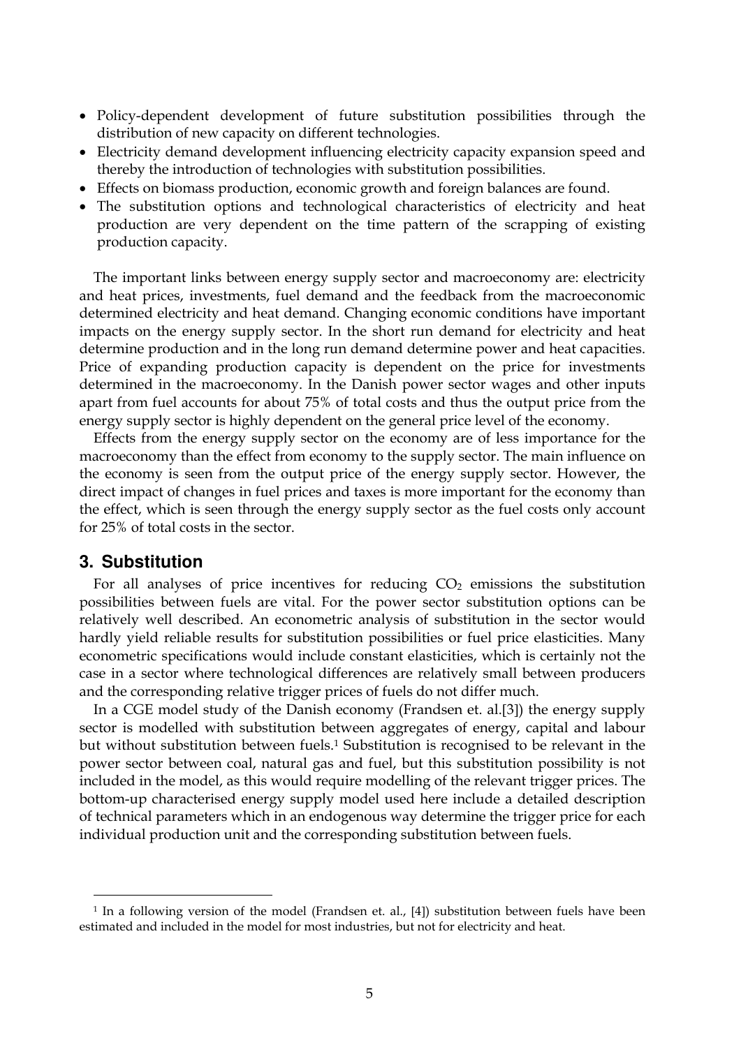- Policy-dependent development of future substitution possibilities through the distribution of new capacity on different technologies.
- Electricity demand development influencing electricity capacity expansion speed and thereby the introduction of technologies with substitution possibilities.
- Effects on biomass production, economic growth and foreign balances are found.
- The substitution options and technological characteristics of electricity and heat production are very dependent on the time pattern of the scrapping of existing production capacity.

The important links between energy supply sector and macroeconomy are: electricity and heat prices, investments, fuel demand and the feedback from the macroeconomic determined electricity and heat demand. Changing economic conditions have important impacts on the energy supply sector. In the short run demand for electricity and heat determine production and in the long run demand determine power and heat capacities. Price of expanding production capacity is dependent on the price for investments determined in the macroeconomy. In the Danish power sector wages and other inputs apart from fuel accounts for about 75% of total costs and thus the output price from the energy supply sector is highly dependent on the general price level of the economy.

Effects from the energy supply sector on the economy are of less importance for the macroeconomy than the effect from economy to the supply sector. The main influence on the economy is seen from the output price of the energy supply sector. However, the direct impact of changes in fuel prices and taxes is more important for the economy than the effect, which is seen through the energy supply sector as the fuel costs only account for 25% of total costs in the sector.

## 3. Substitution

For all analyses of price incentives for reducing $CO_2$ emissions the substitution possibilities between fuels are vital. For the power sector substitution options can be relatively well described. An econometric analysis of substitution in the sector would hardly yield reliable results for substitution possibilities or fuel price elasticities. Many econometric specifications would include constant elasticities, which is certainly not the case in a sector where technological differences are relatively small between producers and the corresponding relative trigger prices of fuels do not differ much.

In a CGE model study of the Danish economy (Frandsen et. al.[3]) the energy supply sector is modelled with substitution between aggregates of energy, capital and labour but without substitution between fuels.[1] Substitution is recognised to be relevant in the power sector between coal, natural gas and fuel, but this substitution possibility is not included in the model, as this would require modelling of the relevant trigger prices. The bottom-up characterised energy supply model used here include a detailed description of technical parameters which in an endogenous way determine the trigger price for each individual production unit and the corresponding substitution between fuels.

[1] In a following version of the model (Frandsen et. al., [4]) substitution between fuels have been estimated and included in the model for most industries, but not for electricity and heat.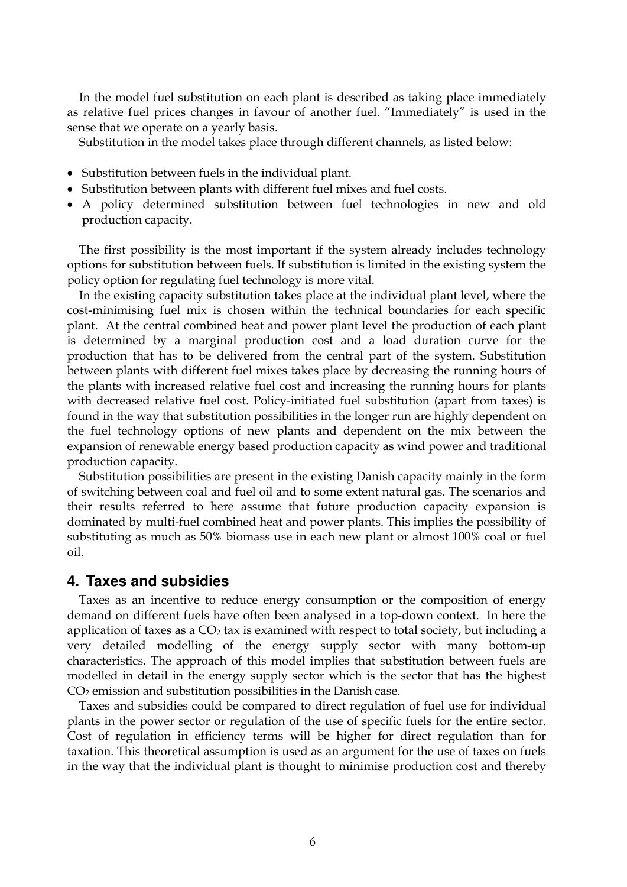In the model fuel substitution on each plant is described as taking place immediately as relative fuel prices changes in favour of another fuel. "Immediately" is used in the sense that we operate on a yearly basis.

Substitution in the model takes place through different channels, as listed below:

- Substitution between fuels in the individual plant.
- Substitution between plants with different fuel mixes and fuel costs.
- A policy determined substitution between fuel technologies in new and old production capacity.

The first possibility is the most important if the system already includes technology options for substitution between fuels. If substitution is limited in the existing system the policy option for regulating fuel technology is more vital.

In the existing capacity substitution takes place at the individual plant level, where the cost-minimising fuel mix is chosen within the technical boundaries for each specific plant. At the central combined heat and power plant level the production of each plant is determined by a marginal production cost and a load duration curve for the production that has to be delivered from the central part of the system. Substitution between plants with different fuel mixes takes place by decreasing the running hours of the plants with increased relative fuel cost and increasing the running hours for plants with decreased relative fuel cost. Policy-initiated fuel substitution (apart from taxes) is found in the way that substitution possibilities in the longer run are highly dependent on the fuel technology options of new plants and dependent on the mix between the expansion of renewable energy based production capacity as wind power and traditional production capacity.

Substitution possibilities are present in the existing Danish capacity mainly in the form of switching between coal and fuel oil and to some extent natural gas. The scenarios and their results referred to here assume that future production capacity expansion is dominated by multi-fuel combined heat and power plants. This implies the possibility of substituting as much as 50% biomass use in each new plant or almost 100% coal or fuel oil.

## 4. Taxes and subsidies

Taxes as an incentive to reduce energy consumption or the composition of energy demand on different fuels have often been analysed in a top-down context. In here the application of taxes as a $CO_2$ tax is examined with respect to total society, but including a very detailed modelling of the energy supply sector with many bottom-up characteristics. The approach of this model implies that substitution between fuels are modelled in detail in the energy supply sector which is the sector that has the highest $CO_2$ emission and substitution possibilities in the Danish case.

Taxes and subsidies could be compared to direct regulation of fuel use for individual plants in the power sector or regulation of the use of specific fuels for the entire sector. Cost of regulation in efficiency terms will be higher for direct regulation than for taxation. This theoretical assumption is used as an argument for the use of taxes on fuels in the way that the individual plant is thought to minimise production cost and thereby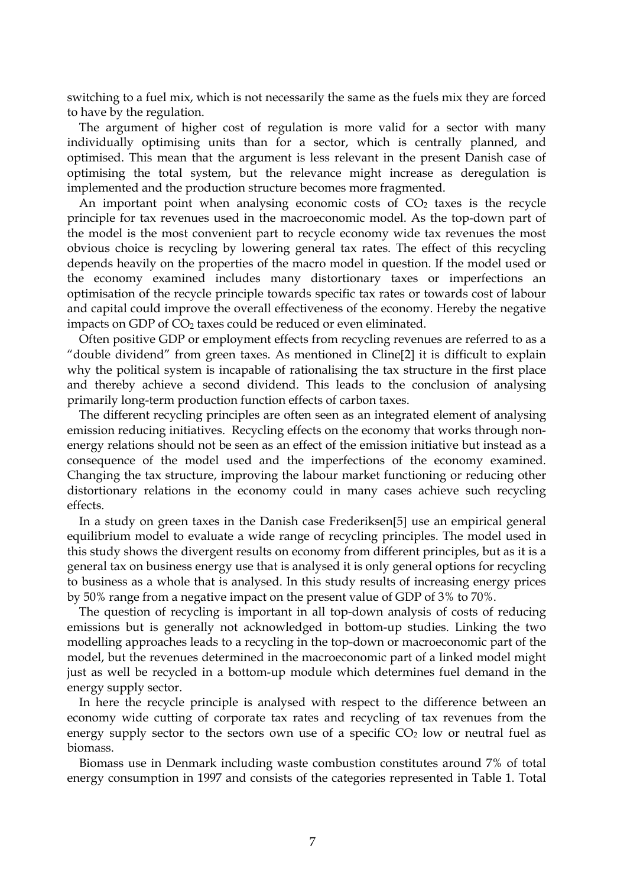switching to a fuel mix, which is not necessarily the same as the fuels mix they are forced to have by the regulation.

The argument of higher cost of regulation is more valid for a sector with many individually optimising units than for a sector, which is centrally planned, and optimised. This mean that the argument is less relevant in the present Danish case of optimising the total system, but the relevance might increase as deregulation is implemented and the production structure becomes more fragmented.

An important point when analysing economic costs of $CO_2$ taxes is the recycle principle for tax revenues used in the macroeconomic model. As the top-down part of the model is the most convenient part to recycle economy wide tax revenues the most obvious choice is recycling by lowering general tax rates. The effect of this recycling depends heavily on the properties of the macro model in question. If the model used or the economy examined includes many distortionary taxes or imperfections an optimisation of the recycle principle towards specific tax rates or towards cost of labour and capital could improve the overall effectiveness of the economy. Hereby the negative impacts on GDP of $CO_2$ taxes could be reduced or even eliminated.

Often positive GDP or employment effects from recycling revenues are referred to as a "double dividend" from green taxes. As mentioned in Cline[2] it is difficult to explain why the political system is incapable of rationalising the tax structure in the first place and thereby achieve a second dividend. This leads to the conclusion of analysing primarily long-term production function effects of carbon taxes.

The different recycling principles are often seen as an integrated element of analysing emission reducing initiatives. Recycling effects on the economy that works through non-energy relations should not be seen as an effect of the emission initiative but instead as a consequence of the model used and the imperfections of the economy examined. Changing the tax structure, improving the labour market functioning or reducing other distortionary relations in the economy could in many cases achieve such recycling effects.

In a study on green taxes in the Danish case Frederiksen[5] use an empirical general equilibrium model to evaluate a wide range of recycling principles. The model used in this study shows the divergent results on economy from different principles, but as it is a general tax on business energy use that is analysed it is only general options for recycling to business as a whole that is analysed. In this study results of increasing energy prices by 50% range from a negative impact on the present value of GDP of 3% to 70%.

The question of recycling is important in all top-down analysis of costs of reducing emissions but is generally not acknowledged in bottom-up studies. Linking the two modelling approaches leads to a recycling in the top-down or macroeconomic part of the model, but the revenues determined in the macroeconomic part of a linked model might just as well be recycled in a bottom-up module which determines fuel demand in the energy supply sector.

In here the recycle principle is analysed with respect to the difference between an economy wide cutting of corporate tax rates and recycling of tax revenues from the energy supply sector to the sectors own use of a specific $CO_2$ low or neutral fuel as biomass.

Biomass use in Denmark including waste combustion constitutes around 7% of total energy consumption in 1997 and consists of the categories represented in Table 1. Total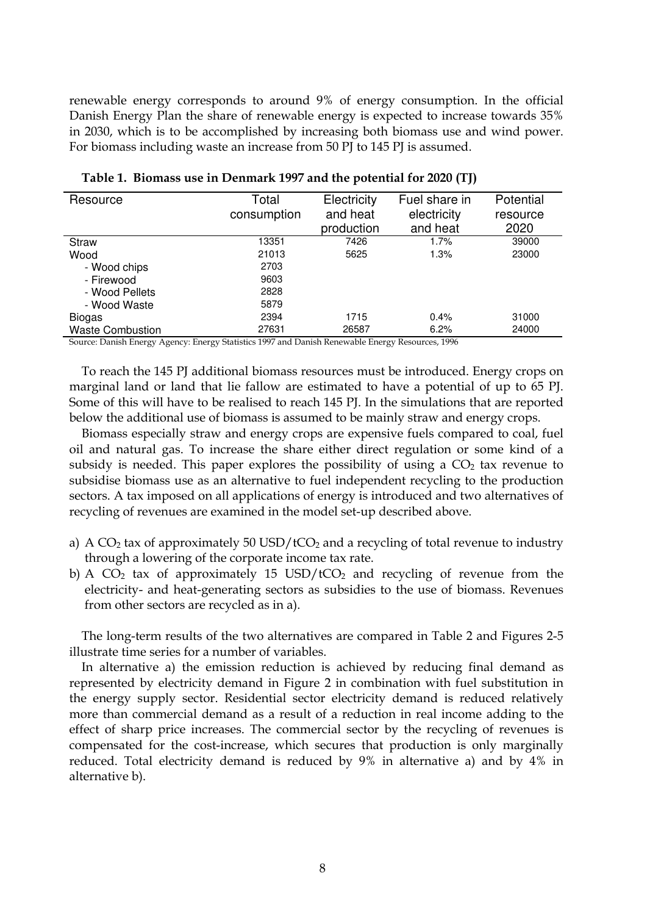renewable energy corresponds to around 9% of energy consumption. In the official Danish Energy Plan the share of renewable energy is expected to increase towards 35% in 2030, which is to be accomplished by increasing both biomass use and wind power. For biomass including waste an increase from 50 PJ to 145 PJ is assumed.

**Table 1. Biomass use in Denmark 1997 and the potential for 2020 (TJ)**

| Resource | Total consumption | Electricity and heat production | Fuel share in electricity and heat | Potential resource 2020 |
|---|---|---|---|---|
| Straw | 13351 | 7426 | 1.7% | 39000 |
| Wood | 21013 | 5625 | 1.3% | 23000 |
| - Wood chips | 2703 | | | |
| - Firewood | 9603 | | | |
| - Wood Pellets | 2828 | | | |
| - Wood Waste | 5879 | | | |
| Biogas | 2394 | 1715 | 0.4% | 31000 |
| Waste Combustion | 27631 | 26587 | 6.2% | 24000 |

Source: Danish Energy Agency: Energy Statistics 1997 and Danish Renewable Energy Resources, 1996

To reach the 145 PJ additional biomass resources must be introduced. Energy crops on marginal land or land that lie fallow are estimated to have a potential of up to 65 PJ. Some of this will have to be realised to reach 145 PJ. In the simulations that are reported below the additional use of biomass is assumed to be mainly straw and energy crops.

Biomass especially straw and energy crops are expensive fuels compared to coal, fuel oil and natural gas. To increase the share either direct regulation or some kind of a subsidy is needed. This paper explores the possibility of using a $CO_2$ tax revenue to subsidise biomass use as an alternative to fuel independent recycling to the production sectors. A tax imposed on all applications of energy is introduced and two alternatives of recycling of revenues are examined in the model set-up described above.

a) A $CO_2$ tax of approximately 50 USD/t$CO_2$ and a recycling of total revenue to industry through a lowering of the corporate income tax rate.
b) A $CO_2$ tax of approximately 15 USD/t$CO_2$ and recycling of revenue from the electricity- and heat-generating sectors as subsidies to the use of biomass. Revenues from other sectors are recycled as in a).

The long-term results of the two alternatives are compared in Table 2 and Figures 2-5 illustrate time series for a number of variables.

In alternative a) the emission reduction is achieved by reducing final demand as represented by electricity demand in Figure 2 in combination with fuel substitution in the energy supply sector. Residential sector electricity demand is reduced relatively more than commercial demand as a result of a reduction in real income adding to the effect of sharp price increases. The commercial sector by the recycling of revenues is compensated for the cost-increase, which secures that production is only marginally reduced. Total electricity demand is reduced by 9% in alternative a) and by 4% in alternative b).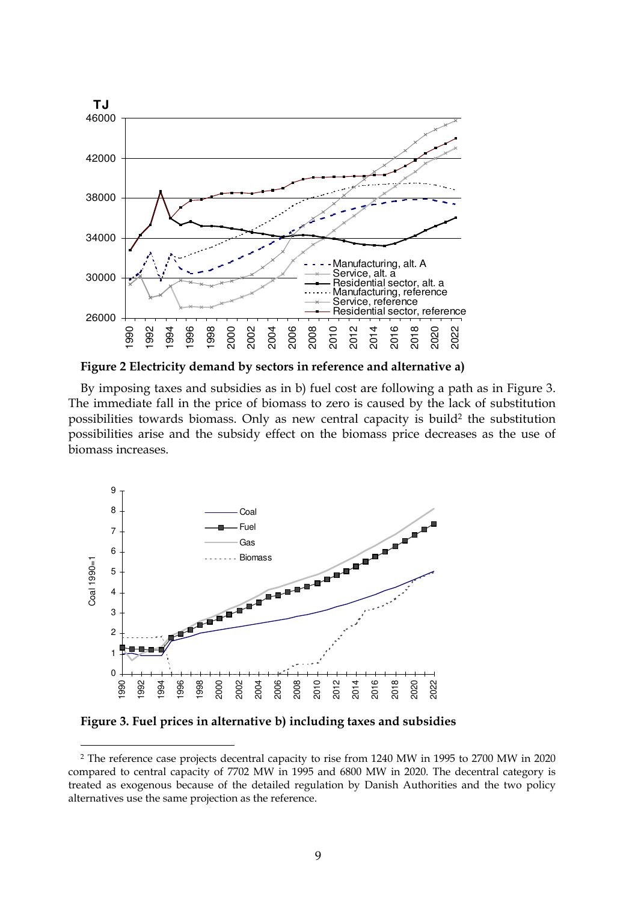**Figure 2 Electricity demand by sectors in reference and alternative a)**

By imposing taxes and subsidies as in b) fuel cost are following a path as in Figure 3. The immediate fall in the price of biomass to zero is caused by the lack of substitution possibilities towards biomass. Only as new central capacity is build[2] the substitution possibilities arise and the subsidy effect on the biomass price decreases as the use of biomass increases.

**Figure 3. Fuel prices in alternative b) including taxes and subsidies**

[2] The reference case projects decentral capacity to rise from 1240 MW in 1995 to 2700 MW in 2020 compared to central capacity of 7702 MW in 1995 and 6800 MW in 2020. The decentral category is treated as exogenous because of the detailed regulation by Danish Authorities and the two policy alternatives use the same projection as the reference.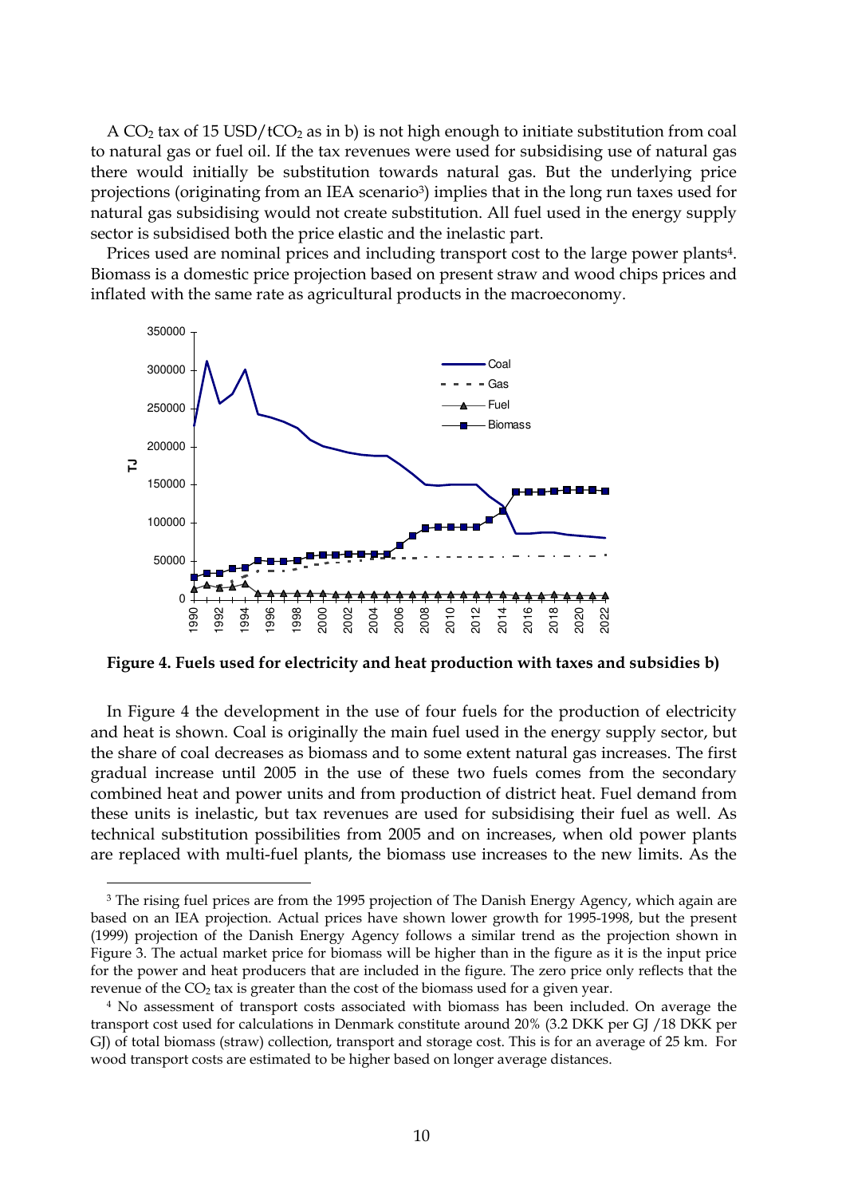A $CO_2$ tax of 15 USD/t$CO_2$ as in b) is not high enough to initiate substitution from coal to natural gas or fuel oil. If the tax revenues were used for subsidising use of natural gas there would initially be substitution towards natural gas. But the underlying price projections (originating from an IEA scenario[3]) implies that in the long run taxes used for natural gas subsidising would not create substitution. All fuel used in the energy supply sector is subsidised both the price elastic and the inelastic part.

Prices used are nominal prices and including transport cost to the large power plants[4]. Biomass is a domestic price projection based on present straw and wood chips prices and inflated with the same rate as agricultural products in the macroeconomy.

**Figure 4. Fuels used for electricity and heat production with taxes and subsidies b)**

In Figure 4 the development in the use of four fuels for the production of electricity and heat is shown. Coal is originally the main fuel used in the energy supply sector, but the share of coal decreases as biomass and to some extent natural gas increases. The first gradual increase until 2005 in the use of these two fuels comes from the secondary combined heat and power units and from production of district heat. Fuel demand from these units is inelastic, but tax revenues are used for subsidising their fuel as well. As technical substitution possibilities from 2005 and on increases, when old power plants are replaced with multi-fuel plants, the biomass use increases to the new limits. As the

---

[3] The rising fuel prices are from the 1995 projection of The Danish Energy Agency, which again are based on an IEA projection. Actual prices have shown lower growth for 1995-1998, but the present (1999) projection of the Danish Energy Agency follows a similar trend as the projection shown in Figure 3. The actual market price for biomass will be higher than in the figure as it is the input price for the power and heat producers that are included in the figure. The zero price only reflects that the revenue of the $CO_2$ tax is greater than the cost of the biomass used for a given year.

[4] No assessment of transport costs associated with biomass has been included. On average the transport cost used for calculations in Denmark constitute around 20% (3.2 DKK per GJ /18 DKK per GJ) of total biomass (straw) collection, transport and storage cost. This is for an average of 25 km. For wood transport costs are estimated to be higher based on longer average distances.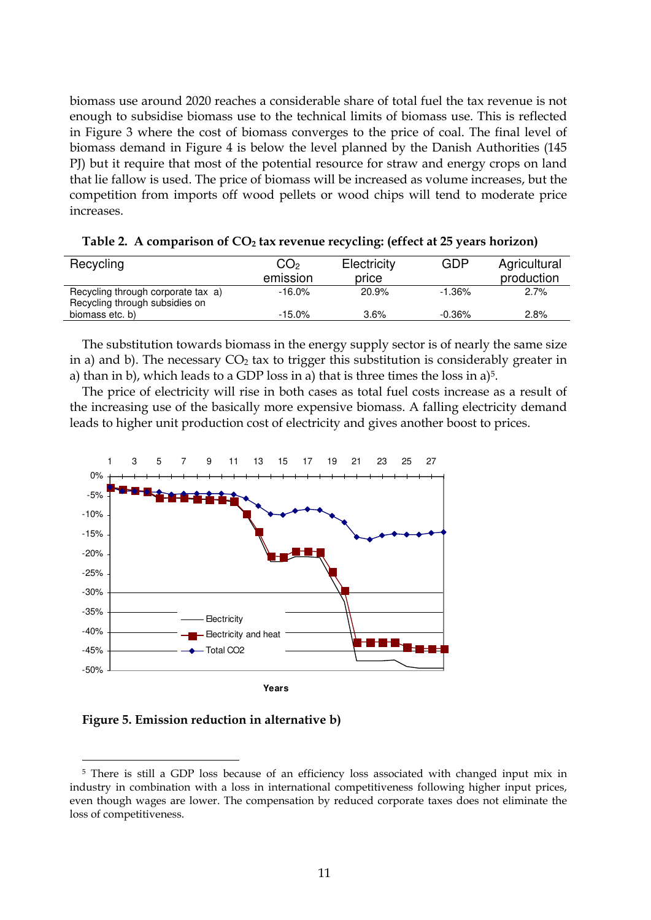biomass use around 2020 reaches a considerable share of total fuel the tax revenue is not enough to subsidise biomass use to the technical limits of biomass use. This is reflected in Figure 3 where the cost of biomass converges to the price of coal. The final level of biomass demand in Figure 4 is below the level planned by the Danish Authorities (145 PJ) but it require that most of the potential resource for straw and energy crops on land that lie fallow is used. The price of biomass will be increased as volume increases, but the competition from imports off wood pellets or wood chips will tend to moderate price increases.

**Table 2. A comparison of $CO_2$ tax revenue recycling: (effect at 25 years horizon)**

| Recycling | $CO_2$ emission | Electricity price | GDP | Agricultural production |
|---|---|---|---|---|
| Recycling through corporate tax a) | -16.0% | 20.9% | -1.36% | 2.7% |
| Recycling through subsidies on biomass etc. b) | -15.0% | 3.6% | -0.36% | 2.8% |

The substitution towards biomass in the energy supply sector is of nearly the same size in a) and b). The necessary $CO_2$ tax to trigger this substitution is considerably greater in a) than in b), which leads to a GDP loss in a) that is three times the loss in a)[5].

The price of electricity will rise in both cases as total fuel costs increase as a result of the increasing use of the basically more expensive biomass. A falling electricity demand leads to higher unit production cost of electricity and gives another boost to prices.

**Figure 5. Emission reduction in alternative b)**

[5] There is still a GDP loss because of an efficiency loss associated with changed input mix in industry in combination with a loss in international competitiveness following higher input prices, even though wages are lower. The compensation by reduced corporate taxes does not eliminate the loss of competitiveness.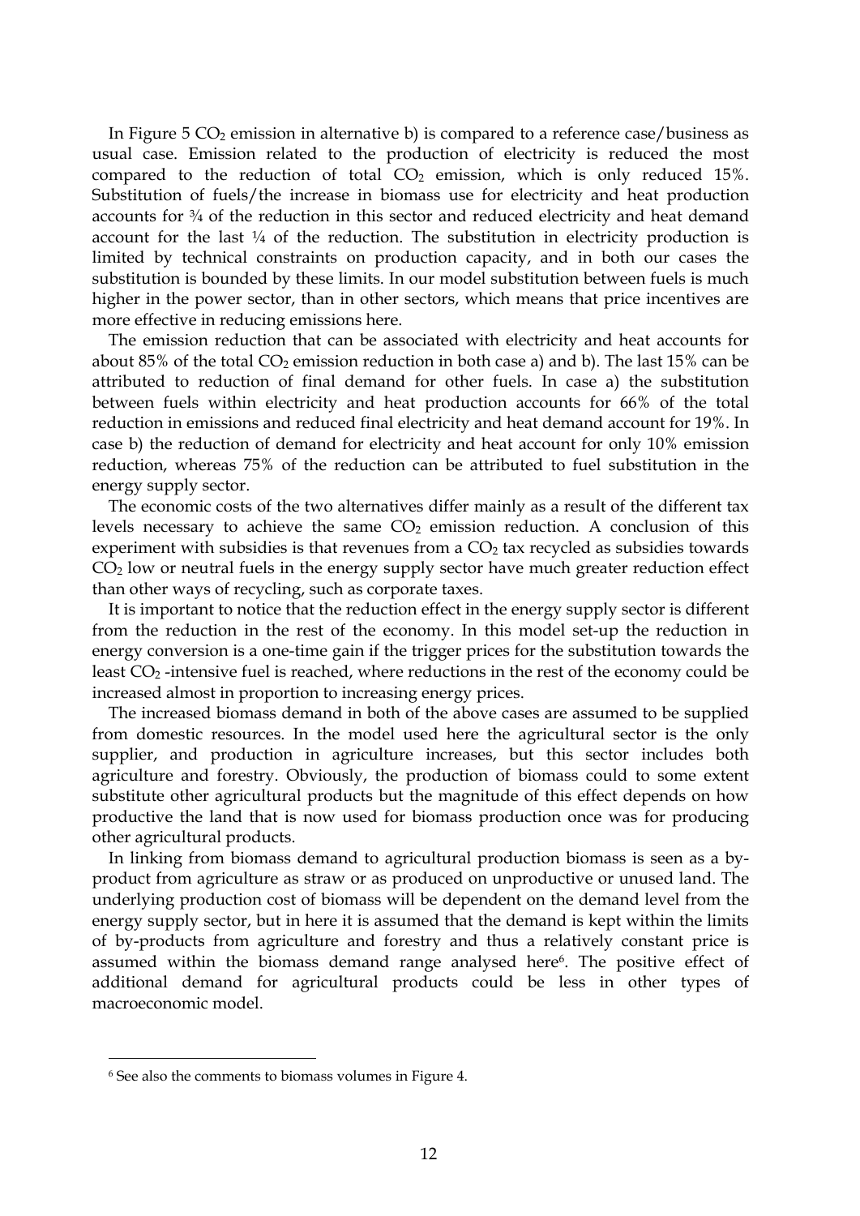In Figure 5 $CO_2$ emission in alternative b) is compared to a reference case/business as usual case. Emission related to the production of electricity is reduced the most compared to the reduction of total $CO_2$ emission, which is only reduced 15%. Substitution of fuels/the increase in biomass use for electricity and heat production accounts for ¾ of the reduction in this sector and reduced electricity and heat demand account for the last ¼ of the reduction. The substitution in electricity production is limited by technical constraints on production capacity, and in both our cases the substitution is bounded by these limits. In our model substitution between fuels is much higher in the power sector, than in other sectors, which means that price incentives are more effective in reducing emissions here.

The emission reduction that can be associated with electricity and heat accounts for about 85% of the total $CO_2$ emission reduction in both case a) and b). The last 15% can be attributed to reduction of final demand for other fuels. In case a) the substitution between fuels within electricity and heat production accounts for 66% of the total reduction in emissions and reduced final electricity and heat demand account for 19%. In case b) the reduction of demand for electricity and heat account for only 10% emission reduction, whereas 75% of the reduction can be attributed to fuel substitution in the energy supply sector.

The economic costs of the two alternatives differ mainly as a result of the different tax levels necessary to achieve the same $CO_2$ emission reduction. A conclusion of this experiment with subsidies is that revenues from a $CO_2$ tax recycled as subsidies towards $CO_2$ low or neutral fuels in the energy supply sector have much greater reduction effect than other ways of recycling, such as corporate taxes.

It is important to notice that the reduction effect in the energy supply sector is different from the reduction in the rest of the economy. In this model set-up the reduction in energy conversion is a one-time gain if the trigger prices for the substitution towards the least $CO_2$ -intensive fuel is reached, where reductions in the rest of the economy could be increased almost in proportion to increasing energy prices.

The increased biomass demand in both of the above cases are assumed to be supplied from domestic resources. In the model used here the agricultural sector is the only supplier, and production in agriculture increases, but this sector includes both agriculture and forestry. Obviously, the production of biomass could to some extent substitute other agricultural products but the magnitude of this effect depends on how productive the land that is now used for biomass production once was for producing other agricultural products.

In linking from biomass demand to agricultural production biomass is seen as a by-product from agriculture as straw or as produced on unproductive or unused land. The underlying production cost of biomass will be dependent on the demand level from the energy supply sector, but in here it is assumed that the demand is kept within the limits of by-products from agriculture and forestry and thus a relatively constant price is assumed within the biomass demand range analysed here[6]. The positive effect of additional demand for agricultural products could be less in other types of macroeconomic model.

---

[6] See also the comments to biomass volumes in Figure 4.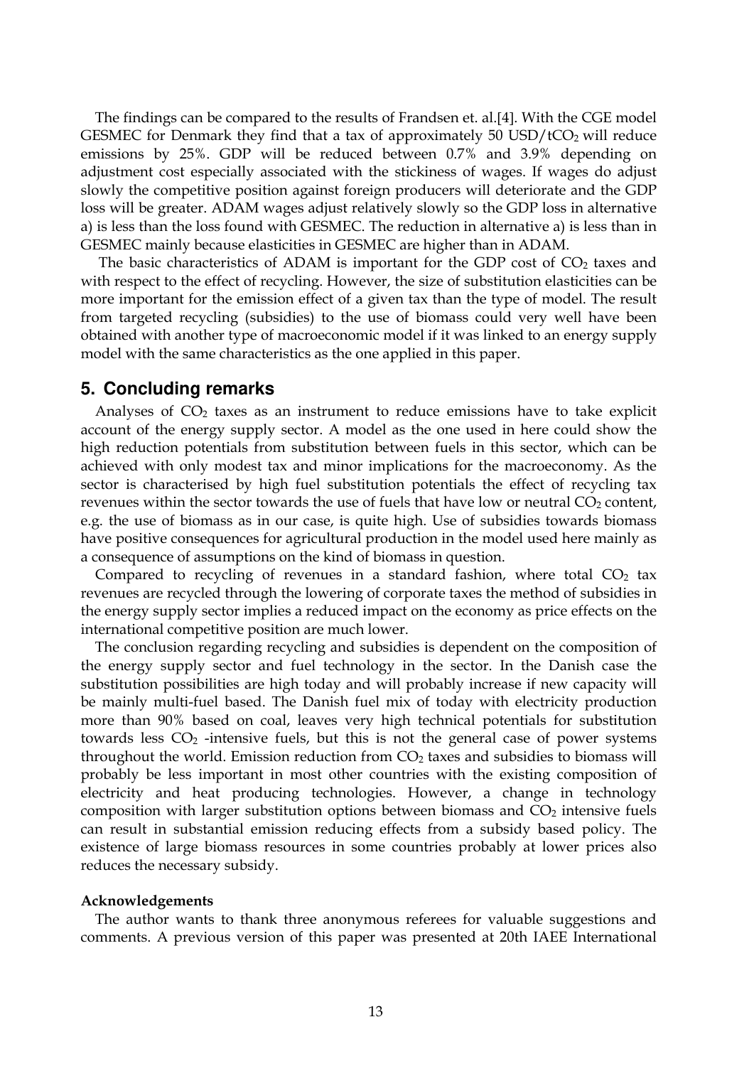The findings can be compared to the results of Frandsen et. al.[4]. With the CGE model GESMEC for Denmark they find that a tax of approximately 50 USD/t$CO_2$ will reduce emissions by 25%. GDP will be reduced between 0.7% and 3.9% depending on adjustment cost especially associated with the stickiness of wages. If wages do adjust slowly the competitive position against foreign producers will deteriorate and the GDP loss will be greater. ADAM wages adjust relatively slowly so the GDP loss in alternative a) is less than the loss found with GESMEC. The reduction in alternative a) is less than in GESMEC mainly because elasticities in GESMEC are higher than in ADAM.

The basic characteristics of ADAM is important for the GDP cost of $CO_2$ taxes and with respect to the effect of recycling. However, the size of substitution elasticities can be more important for the emission effect of a given tax than the type of model. The result from targeted recycling (subsidies) to the use of biomass could very well have been obtained with another type of macroeconomic model if it was linked to an energy supply model with the same characteristics as the one applied in this paper.

## 5. Concluding remarks

Analyses of $CO_2$ taxes as an instrument to reduce emissions have to take explicit account of the energy supply sector. A model as the one used in here could show the high reduction potentials from substitution between fuels in this sector, which can be achieved with only modest tax and minor implications for the macroeconomy. As the sector is characterised by high fuel substitution potentials the effect of recycling tax revenues within the sector towards the use of fuels that have low or neutral $CO_2$ content, e.g. the use of biomass as in our case, is quite high. Use of subsidies towards biomass have positive consequences for agricultural production in the model used here mainly as a consequence of assumptions on the kind of biomass in question.

Compared to recycling of revenues in a standard fashion, where total $CO_2$ tax revenues are recycled through the lowering of corporate taxes the method of subsidies in the energy supply sector implies a reduced impact on the economy as price effects on the international competitive position are much lower.

The conclusion regarding recycling and subsidies is dependent on the composition of the energy supply sector and fuel technology in the sector. In the Danish case the substitution possibilities are high today and will probably increase if new capacity will be mainly multi-fuel based. The Danish fuel mix of today with electricity production more than 90% based on coal, leaves very high technical potentials for substitution towards less $CO_2$ -intensive fuels, but this is not the general case of power systems throughout the world. Emission reduction from $CO_2$ taxes and subsidies to biomass will probably be less important in most other countries with the existing composition of electricity and heat producing technologies. However, a change in technology composition with larger substitution options between biomass and $CO_2$ intensive fuels can result in substantial emission reducing effects from a subsidy based policy. The existence of large biomass resources in some countries probably at lower prices also reduces the necessary subsidy.

**Acknowledgements**

The author wants to thank three anonymous referees for valuable suggestions and comments. A previous version of this paper was presented at 20th IAEE International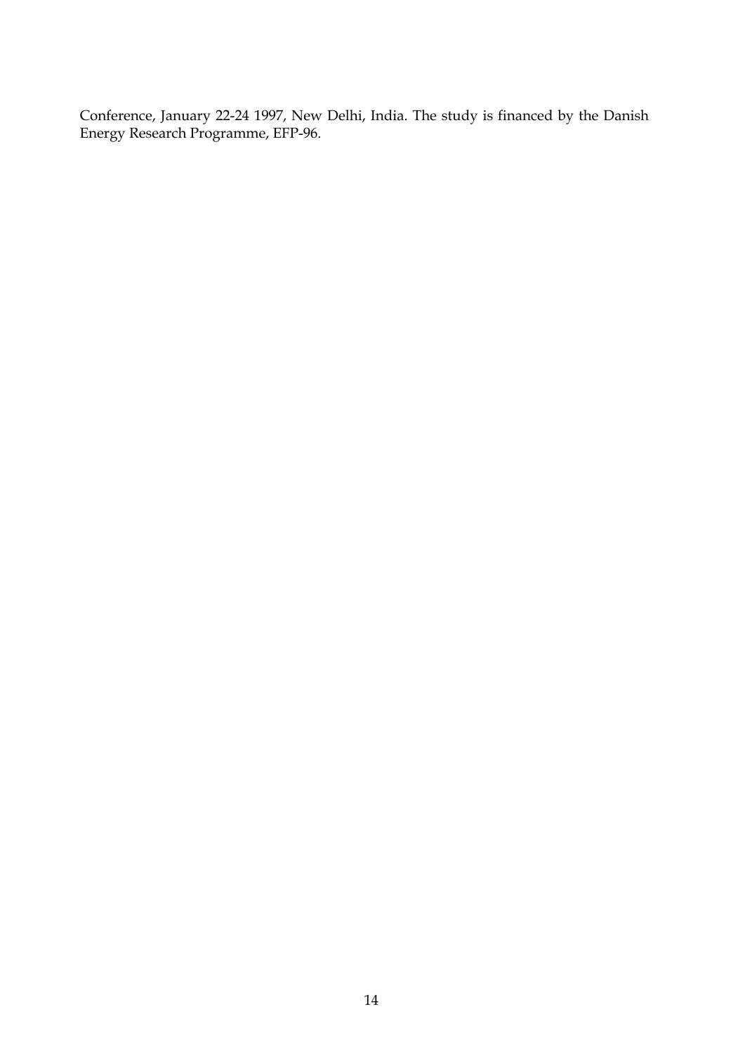Conference, January 22-24 1997, New Delhi, India. The study is financed by the Danish Energy Research Programme, EFP-96.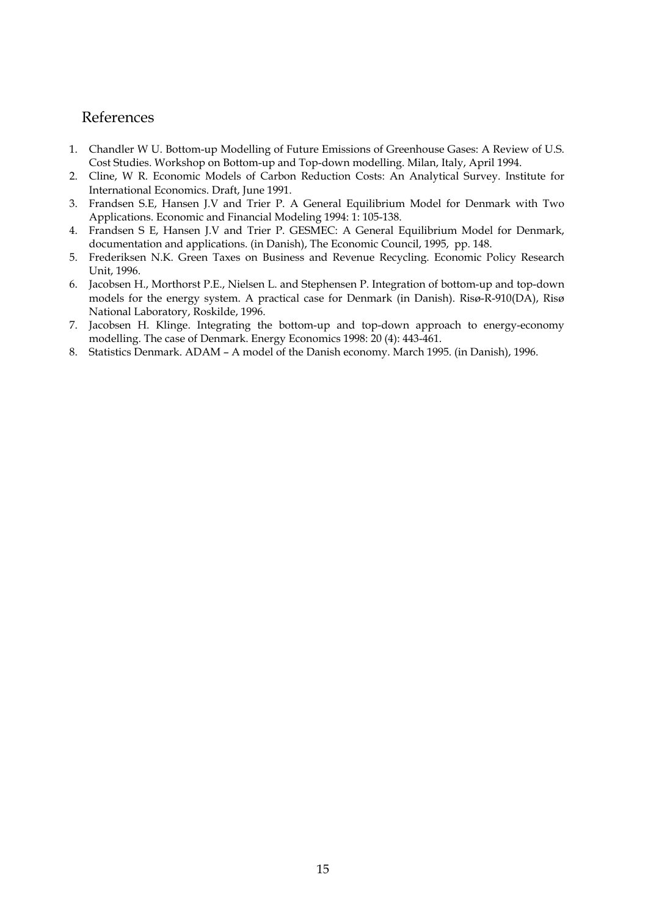## References

1. Chandler W U. Bottom-up Modelling of Future Emissions of Greenhouse Gases: A Review of U.S. Cost Studies. Workshop on Bottom-up and Top-down modelling. Milan, Italy, April 1994.
2. Cline, W R. Economic Models of Carbon Reduction Costs: An Analytical Survey. Institute for International Economics. Draft, June 1991.
3. Frandsen S.E, Hansen J.V and Trier P. A General Equilibrium Model for Denmark with Two Applications. Economic and Financial Modeling 1994: 1: 105-138.
4. Frandsen S E, Hansen J.V and Trier P. GESMEC: A General Equilibrium Model for Denmark, documentation and applications. (in Danish), The Economic Council, 1995, pp. 148.
5. Frederiksen N.K. Green Taxes on Business and Revenue Recycling. Economic Policy Research Unit, 1996.
6. Jacobsen H., Morthorst P.E., Nielsen L. and Stephensen P. Integration of bottom-up and top-down models for the energy system. A practical case for Denmark (in Danish). Risø-R-910(DA), Risø National Laboratory, Roskilde, 1996.
7. Jacobsen H. Klinge. Integrating the bottom-up and top-down approach to energy-economy modelling. The case of Denmark. Energy Economics 1998: 20 (4): 443-461.
8. Statistics Denmark. ADAM – A model of the Danish economy. March 1995. (in Danish), 1996.